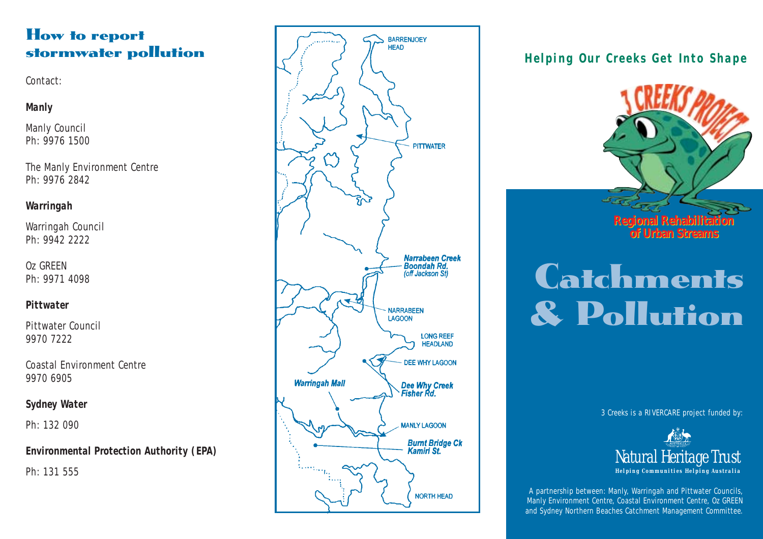## How to report stormwater pollution

Contact:

**Manly**

Manly Council
Ph: 9976 1500

The Manly Environment Centre
Ph: 9976 2842

**Warringah**

Warringah Council
Ph: 9942 2222

Oz GREEN
Ph: 9971 4098

**Pittwater**

Pittwater Council
9970 7222

Coastal Environment Centre
9970 6905

**Sydney Water**

Ph: 132 090

**Environmental Protection Authority (EPA)**

Ph: 131 555

BARRENJOEY HEAD

PITTWATER

*Narrabeen Creek Boondah Rd. (off Jackson St)*

NARRABEEN LAGOON

LONG REEF HEADLAND

DEE WHY LAGOON

*Warringah Mall*

*Dee Why Creek Fisher Rd.*

MANLY LAGOON

*Burnt Bridge Ck Kamiri St.*

NORTH HEAD

**Helping Our Creeks Get Into Shape**

3 CREEKS PROJECT

Regional Rehabilitation of Urban Streams

# Catchments & Pollution

3 Creeks is a RIVERCARE project funded by:

Natural Heritage Trust
Helping Communities Helping Australia

A partnership between: Manly, Warringah and Pittwater Councils, Manly Environment Centre, Coastal Environment Centre, Oz GREEN and Sydney Northern Beaches Catchment Management Committee.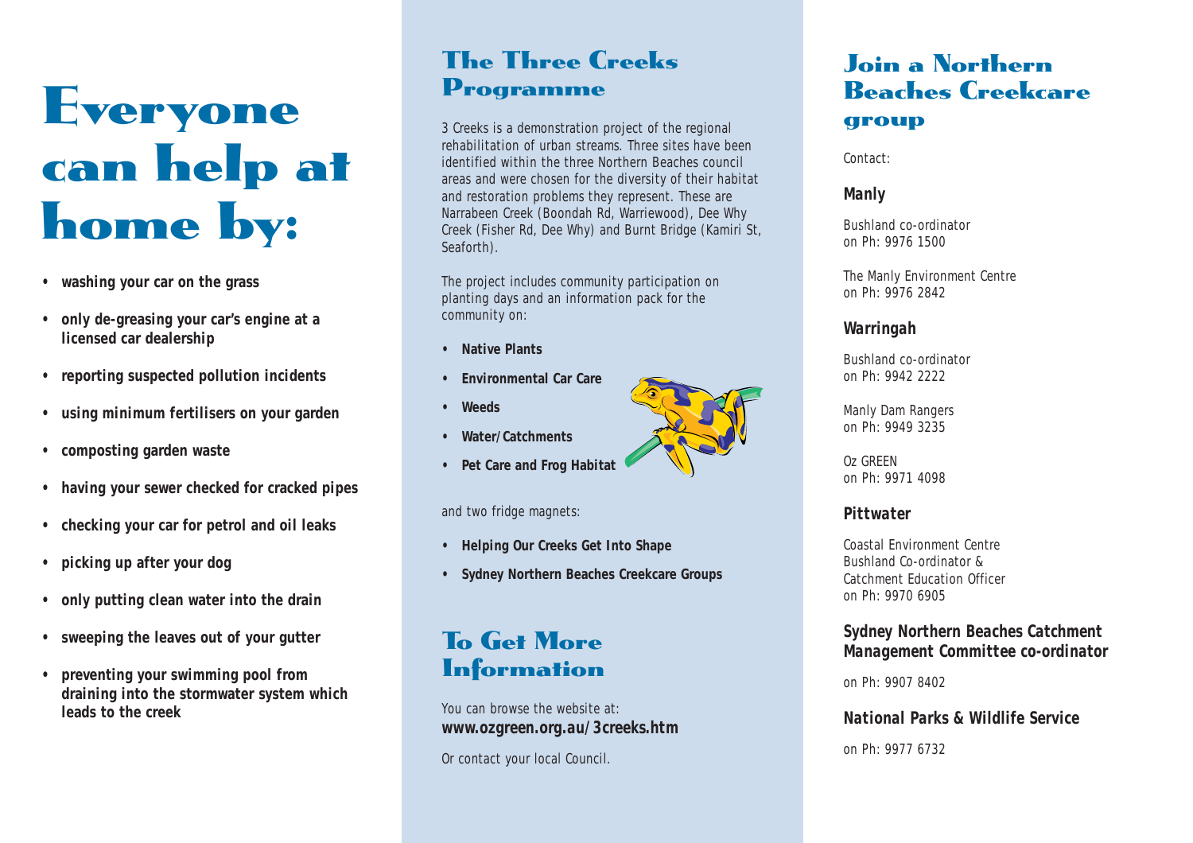# Everyone can help at home by:

- **washing your car on the grass**
- **only de-greasing your car's engine at a licensed car dealership**
- **reporting suspected pollution incidents**
- **using minimum fertilisers on your garden**
- **composting garden waste**
- **having your sewer checked for cracked pipes**
- **checking your car for petrol and oil leaks**
- **picking up after your dog**
- **only putting clean water into the drain**
- **sweeping the leaves out of your gutter**
- **preventing your swimming pool from draining into the stormwater system which leads to the creek**

## The Three Creeks Programme

3 Creeks is a demonstration project of the regional rehabilitation of urban streams. Three sites have been identified within the three Northern Beaches council areas and were chosen for the diversity of their habitat and restoration problems they represent. These are Narrabeen Creek (Boondah Rd, Warriewood), Dee Why Creek (Fisher Rd, Dee Why) and Burnt Bridge (Kamiri St, Seaforth).

The project includes community participation on planting days and an information pack for the community on:

- **Native Plants**
- **Environmental Car Care**
- **Weeds**
- **Water/Catchments**
- **Pet Care and Frog Habitat**

and two fridge magnets:

- **Helping Our Creeks Get Into Shape**
- **Sydney Northern Beaches Creekcare Groups**

## To Get More Information

You can browse the website at:
**www.ozgreen.org.au/3creeks.htm**

Or contact your local Council.

## Join a Northern Beaches Creekcare group

Contact:

### *Manly*

Bushland co-ordinator
on Ph: 9976 1500

The Manly Environment Centre
on Ph: 9976 2842

### *Warringah*

Bushland co-ordinator
on Ph: 9942 2222

Manly Dam Rangers
on Ph: 9949 3235

Oz GREEN
on Ph: 9971 4098

### *Pittwater*

Coastal Environment Centre
Bushland Co-ordinator &
Catchment Education Officer
on Ph: 9970 6905

### *Sydney Northern Beaches Catchment Management Committee co-ordinator*

on Ph: 9907 8402

### *National Parks & Wildlife Service*

on Ph: 9977 6732